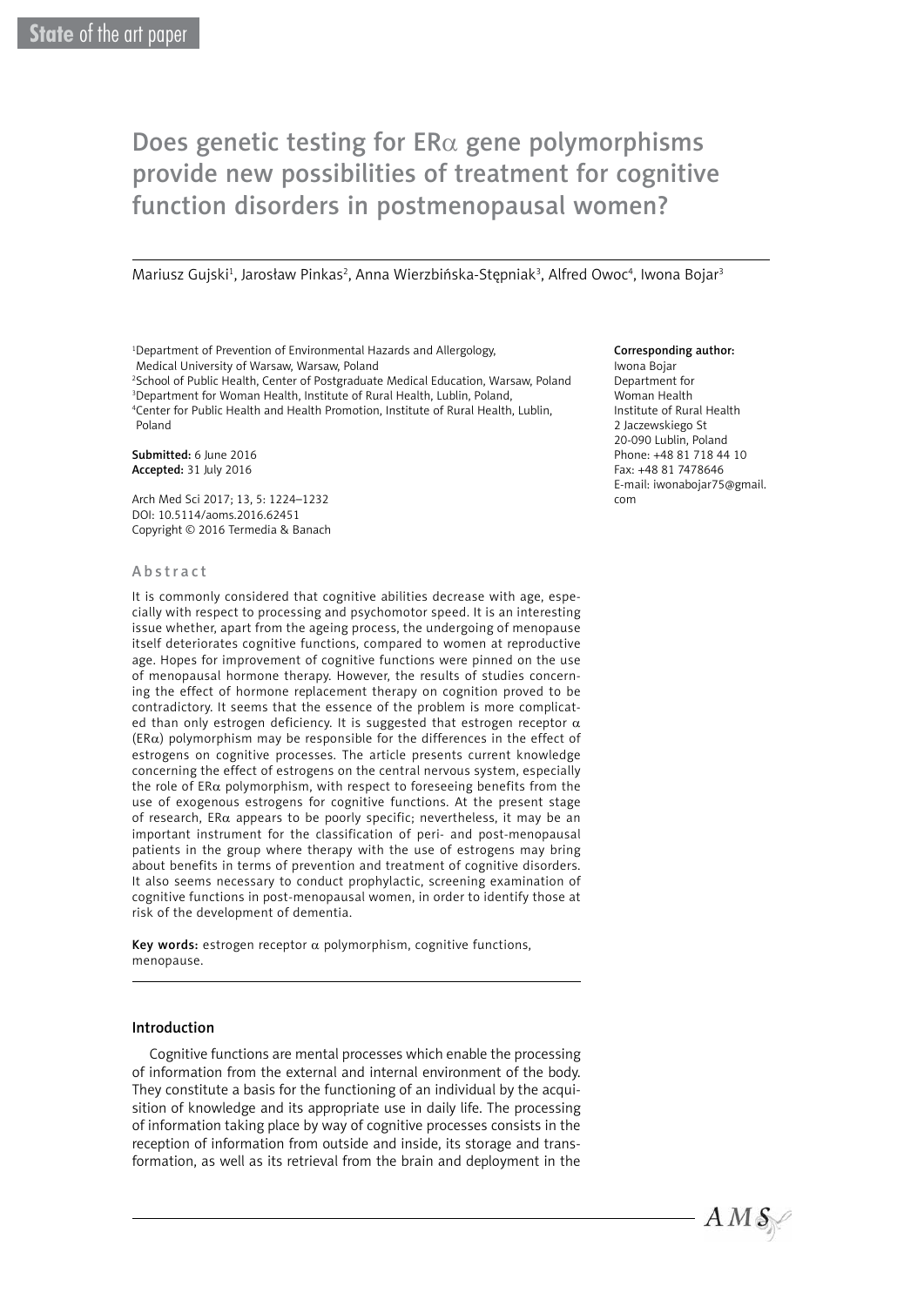State of the art paper

# Does genetic testing for ERα gene polymorphisms provide new possibilities of treatment for cognitive function disorders in postmenopausal women?

Mariusz Gujski[1], Jarosław Pinkas[2], Anna Wierzbińska-Stępniak[3], Alfred Owoc[4], Iwona Bojar[3]

[1]Department of Prevention of Environmental Hazards and Allergology, Medical University of Warsaw, Warsaw, Poland
[2]School of Public Health, Center of Postgraduate Medical Education, Warsaw, Poland
[3]Department for Woman Health, Institute of Rural Health, Lublin, Poland,
[4]Center for Public Health and Health Promotion, Institute of Rural Health, Lublin, Poland

**Submitted:** 6 June 2016
**Accepted:** 31 July 2016

Arch Med Sci 2017; 13, 5: 1224–1232
DOI: 10.5114/aoms.2016.62451
Copyright © 2016 Termedia & Banach

**Corresponding author:**
Iwona Bojar
Department for Woman Health
Institute of Rural Health
2 Jaczewskiego St
20-090 Lublin, Poland
Phone: +48 81 718 44 10
Fax: +48 81 7478646
E-mail: iwonabojar75@gmail.com

## Abstract

It is commonly considered that cognitive abilities decrease with age, especially with respect to processing and psychomotor speed. It is an interesting issue whether, apart from the ageing process, the undergoing of menopause itself deteriorates cognitive functions, compared to women at reproductive age. Hopes for improvement of cognitive functions were pinned on the use of menopausal hormone therapy. However, the results of studies concerning the effect of hormone replacement therapy on cognition proved to be contradictory. It seems that the essence of the problem is more complicated than only estrogen deficiency. It is suggested that estrogen receptor α (ERα) polymorphism may be responsible for the differences in the effect of estrogens on cognitive processes. The article presents current knowledge concerning the effect of estrogens on the central nervous system, especially the role of ERα polymorphism, with respect to foreseeing benefits from the use of exogenous estrogens for cognitive functions. At the present stage of research, ERα appears to be poorly specific; nevertheless, it may be an important instrument for the classification of peri- and post-menopausal patients in the group where therapy with the use of estrogens may bring about benefits in terms of prevention and treatment of cognitive disorders. It also seems necessary to conduct prophylactic, screening examination of cognitive functions in post-menopausal women, in order to identify those at risk of the development of dementia.

**Key words:** estrogen receptor α polymorphism, cognitive functions, menopause.

## Introduction

Cognitive functions are mental processes which enable the processing of information from the external and internal environment of the body. They constitute a basis for the functioning of an individual by the acquisition of knowledge and its appropriate use in daily life. The processing of information taking place by way of cognitive processes consists in the reception of information from outside and inside, its storage and transformation, as well as its retrieval from the brain and deployment in the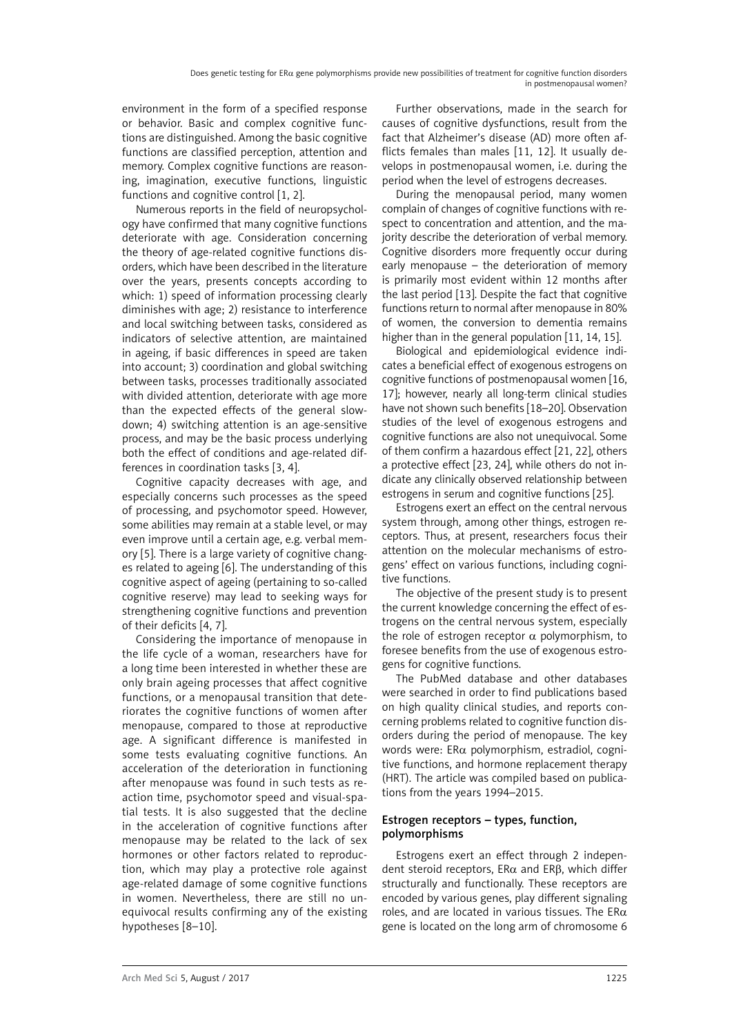environment in the form of a specified response or behavior. Basic and complex cognitive functions are distinguished. Among the basic cognitive functions are classified perception, attention and memory. Complex cognitive functions are reasoning, imagination, executive functions, linguistic functions and cognitive control [1, 2].

Numerous reports in the field of neuropsychology have confirmed that many cognitive functions deteriorate with age. Consideration concerning the theory of age-related cognitive functions disorders, which have been described in the literature over the years, presents concepts according to which: 1) speed of information processing clearly diminishes with age; 2) resistance to interference and local switching between tasks, considered as indicators of selective attention, are maintained in ageing, if basic differences in speed are taken into account; 3) coordination and global switching between tasks, processes traditionally associated with divided attention, deteriorate with age more than the expected effects of the general slowdown; 4) switching attention is an age-sensitive process, and may be the basic process underlying both the effect of conditions and age-related differences in coordination tasks [3, 4].

Cognitive capacity decreases with age, and especially concerns such processes as the speed of processing, and psychomotor speed. However, some abilities may remain at a stable level, or may even improve until a certain age, e.g. verbal memory [5]. There is a large variety of cognitive changes related to ageing [6]. The understanding of this cognitive aspect of ageing (pertaining to so-called cognitive reserve) may lead to seeking ways for strengthening cognitive functions and prevention of their deficits [4, 7].

Considering the importance of menopause in the life cycle of a woman, researchers have for a long time been interested in whether these are only brain ageing processes that affect cognitive functions, or a menopausal transition that deteriorates the cognitive functions of women after menopause, compared to those at reproductive age. A significant difference is manifested in some tests evaluating cognitive functions. An acceleration of the deterioration in functioning after menopause was found in such tests as reaction time, psychomotor speed and visual-spatial tests. It is also suggested that the decline in the acceleration of cognitive functions after menopause may be related to the lack of sex hormones or other factors related to reproduction, which may play a protective role against age-related damage of some cognitive functions in women. Nevertheless, there are still no unequivocal results confirming any of the existing hypotheses [8–10].

Further observations, made in the search for causes of cognitive dysfunctions, result from the fact that Alzheimer's disease (AD) more often afflicts females than males [11, 12]. It usually develops in postmenopausal women, i.e. during the period when the level of estrogens decreases.

During the menopausal period, many women complain of changes of cognitive functions with respect to concentration and attention, and the majority describe the deterioration of verbal memory. Cognitive disorders more frequently occur during early menopause – the deterioration of memory is primarily most evident within 12 months after the last period [13]. Despite the fact that cognitive functions return to normal after menopause in 80% of women, the conversion to dementia remains higher than in the general population [11, 14, 15].

Biological and epidemiological evidence indicates a beneficial effect of exogenous estrogens on cognitive functions of postmenopausal women [16, 17]; however, nearly all long-term clinical studies have not shown such benefits [18–20]. Observation studies of the level of exogenous estrogens and cognitive functions are also not unequivocal. Some of them confirm a hazardous effect [21, 22], others a protective effect [23, 24], while others do not indicate any clinically observed relationship between estrogens in serum and cognitive functions [25].

Estrogens exert an effect on the central nervous system through, among other things, estrogen receptors. Thus, at present, researchers focus their attention on the molecular mechanisms of estrogens' effect on various functions, including cognitive functions.

The objective of the present study is to present the current knowledge concerning the effect of estrogens on the central nervous system, especially the role of estrogen receptor $\alpha$ polymorphism, to foresee benefits from the use of exogenous estrogens for cognitive functions.

The PubMed database and other databases were searched in order to find publications based on high quality clinical studies, and reports concerning problems related to cognitive function disorders during the period of menopause. The key words were: ER$\alpha$ polymorphism, estradiol, cognitive functions, and hormone replacement therapy (HRT). The article was compiled based on publications from the years 1994–2015.

## Estrogen receptors – types, function, polymorphisms

Estrogens exert an effect through 2 independent steroid receptors, ER$\alpha$ and ER$\beta$, which differ structurally and functionally. These receptors are encoded by various genes, play different signaling roles, and are located in various tissues. The ER$\alpha$ gene is located on the long arm of chromosome 6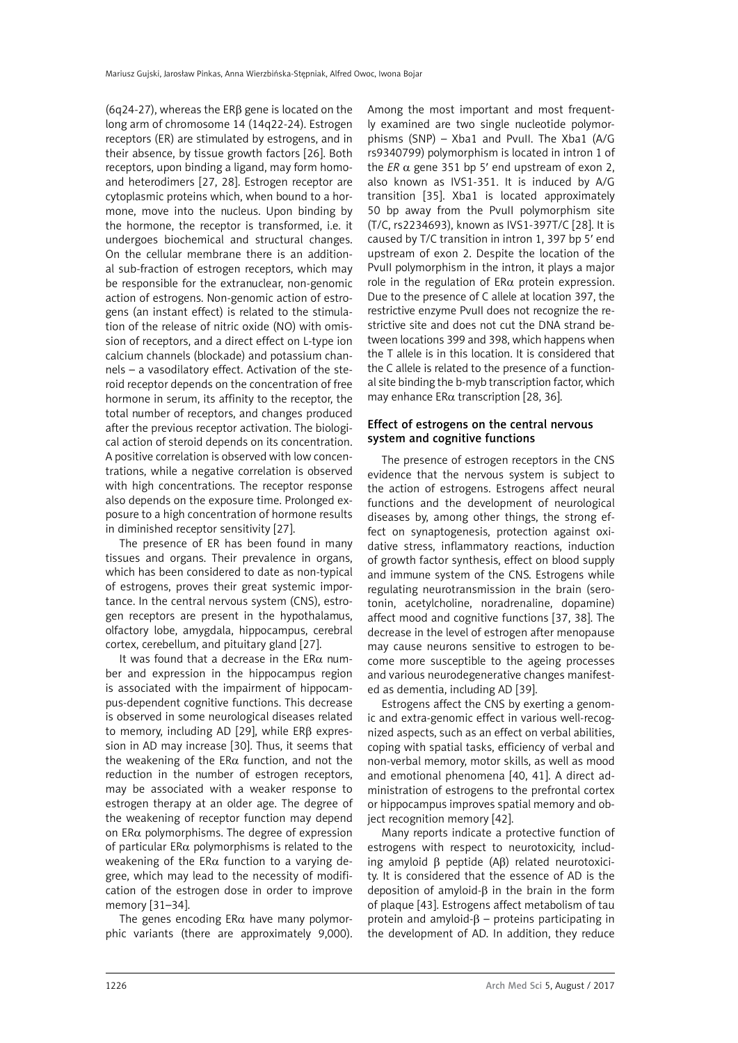(6q24-27), whereas the ERβ gene is located on the long arm of chromosome 14 (14q22-24). Estrogen receptors (ER) are stimulated by estrogens, and in their absence, by tissue growth factors [26]. Both receptors, upon binding a ligand, may form homo- and heterodimers [27, 28]. Estrogen receptor are cytoplasmic proteins which, when bound to a hormone, move into the nucleus. Upon binding by the hormone, the receptor is transformed, i.e. it undergoes biochemical and structural changes. On the cellular membrane there is an additional sub-fraction of estrogen receptors, which may be responsible for the extranuclear, non-genomic action of estrogens. Non-genomic action of estrogens (an instant effect) is related to the stimulation of the release of nitric oxide (NO) with omission of receptors, and a direct effect on L-type ion calcium channels (blockade) and potassium channels – a vasodilatory effect. Activation of the steroid receptor depends on the concentration of free hormone in serum, its affinity to the receptor, the total number of receptors, and changes produced after the previous receptor activation. The biological action of steroid depends on its concentration. A positive correlation is observed with low concentrations, while a negative correlation is observed with high concentrations. The receptor response also depends on the exposure time. Prolonged exposure to a high concentration of hormone results in diminished receptor sensitivity [27].

The presence of ER has been found in many tissues and organs. Their prevalence in organs, which has been considered to date as non-typical of estrogens, proves their great systemic importance. In the central nervous system (CNS), estrogen receptors are present in the hypothalamus, olfactory lobe, amygdala, hippocampus, cerebral cortex, cerebellum, and pituitary gland [27].

It was found that a decrease in the ERα number and expression in the hippocampus region is associated with the impairment of hippocampus-dependent cognitive functions. This decrease is observed in some neurological diseases related to memory, including AD [29], while ERβ expression in AD may increase [30]. Thus, it seems that the weakening of the ERα function, and not the reduction in the number of estrogen receptors, may be associated with a weaker response to estrogen therapy at an older age. The degree of the weakening of receptor function may depend on ERα polymorphisms. The degree of expression of particular ERα polymorphisms is related to the weakening of the ERα function to a varying degree, which may lead to the necessity of modification of the estrogen dose in order to improve memory [31–34].

The genes encoding ERα have many polymorphic variants (there are approximately 9,000). Among the most important and most frequently examined are two single nucleotide polymorphisms (SNP) – Xba1 and PvuII. The Xba1 (A/G rs9340799) polymorphism is located in intron 1 of the *ER* α gene 351 bp 5' end upstream of exon 2, also known as IVS1-351. It is induced by A/G transition [35]. Xba1 is located approximately 50 bp away from the PvuII polymorphism site (T/C, rs2234693), known as IVS1-397T/C [28]. It is caused by T/C transition in intron 1, 397 bp 5' end upstream of exon 2. Despite the location of the PvuII polymorphism in the intron, it plays a major role in the regulation of ERα protein expression. Due to the presence of C allele at location 397, the restrictive enzyme PvuII does not recognize the restrictive site and does not cut the DNA strand between locations 399 and 398, which happens when the T allele is in this location. It is considered that the C allele is related to the presence of a functional site binding the b-myb transcription factor, which may enhance ERα transcription [28, 36].

## Effect of estrogens on the central nervous system and cognitive functions

The presence of estrogen receptors in the CNS evidence that the nervous system is subject to the action of estrogens. Estrogens affect neural functions and the development of neurological diseases by, among other things, the strong effect on synaptogenesis, protection against oxidative stress, inflammatory reactions, induction of growth factor synthesis, effect on blood supply and immune system of the CNS. Estrogens while regulating neurotransmission in the brain (serotonin, acetylcholine, noradrenaline, dopamine) affect mood and cognitive functions [37, 38]. The decrease in the level of estrogen after menopause may cause neurons sensitive to estrogen to become more susceptible to the ageing processes and various neurodegenerative changes manifested as dementia, including AD [39].

Estrogens affect the CNS by exerting a genomic and extra-genomic effect in various well-recognized aspects, such as an effect on verbal abilities, coping with spatial tasks, efficiency of verbal and non-verbal memory, motor skills, as well as mood and emotional phenomena [40, 41]. A direct administration of estrogens to the prefrontal cortex or hippocampus improves spatial memory and object recognition memory [42].

Many reports indicate a protective function of estrogens with respect to neurotoxicity, including amyloid β peptide (Aβ) related neurotoxicity. It is considered that the essence of AD is the deposition of amyloid-β in the brain in the form of plaque [43]. Estrogens affect metabolism of tau protein and amyloid-β – proteins participating in the development of AD. In addition, they reduce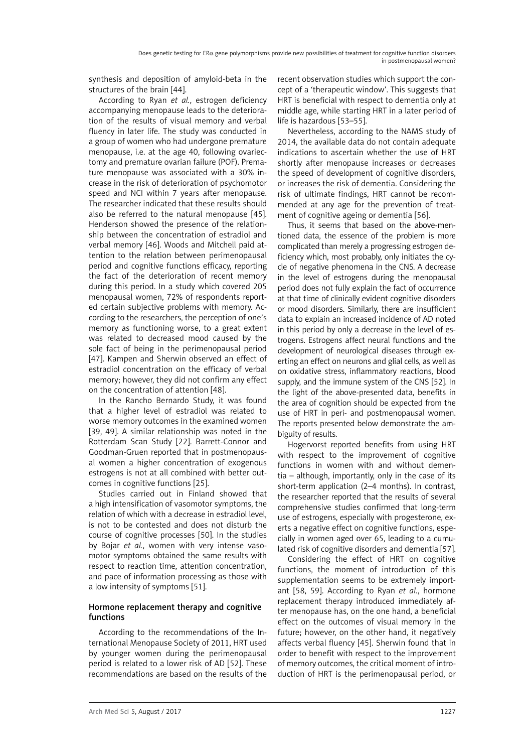synthesis and deposition of amyloid-beta in the structures of the brain [44].

According to Ryan *et al.*, estrogen deficiency accompanying menopause leads to the deterioration of the results of visual memory and verbal fluency in later life. The study was conducted in a group of women who had undergone premature menopause, i.e. at the age 40, following ovariectomy and premature ovarian failure (POF). Premature menopause was associated with a 30% increase in the risk of deterioration of psychomotor speed and NCI within 7 years after menopause. The researcher indicated that these results should also be referred to the natural menopause [45]. Henderson showed the presence of the relationship between the concentration of estradiol and verbal memory [46]. Woods and Mitchell paid attention to the relation between perimenopausal period and cognitive functions efficacy, reporting the fact of the deterioration of recent memory during this period. In a study which covered 205 menopausal women, 72% of respondents reported certain subjective problems with memory. According to the researchers, the perception of one's memory as functioning worse, to a great extent was related to decreased mood caused by the sole fact of being in the perimenopausal period [47]. Kampen and Sherwin observed an effect of estradiol concentration on the efficacy of verbal memory; however, they did not confirm any effect on the concentration of attention [48].

In the Rancho Bernardo Study, it was found that a higher level of estradiol was related to worse memory outcomes in the examined women [39, 49]. A similar relationship was noted in the Rotterdam Scan Study [22]. Barrett-Connor and Goodman-Gruen reported that in postmenopausal women a higher concentration of exogenous estrogens is not at all combined with better outcomes in cognitive functions [25].

Studies carried out in Finland showed that a high intensification of vasomotor symptoms, the relation of which with a decrease in estradiol level, is not to be contested and does not disturb the course of cognitive processes [50]. In the studies by Bojar *et al.*, women with very intense vasomotor symptoms obtained the same results with respect to reaction time, attention concentration, and pace of information processing as those with a low intensity of symptoms [51].

## Hormone replacement therapy and cognitive functions

According to the recommendations of the International Menopause Society of 2011, HRT used by younger women during the perimenopausal period is related to a lower risk of AD [52]. These recommendations are based on the results of the recent observation studies which support the concept of a 'therapeutic window'. This suggests that HRT is beneficial with respect to dementia only at middle age, while starting HRT in a later period of life is hazardous [53–55].

Nevertheless, according to the NAMS study of 2014, the available data do not contain adequate indications to ascertain whether the use of HRT shortly after menopause increases or decreases the speed of development of cognitive disorders, or increases the risk of dementia. Considering the risk of ultimate findings, HRT cannot be recommended at any age for the prevention of treatment of cognitive ageing or dementia [56].

Thus, it seems that based on the above-mentioned data, the essence of the problem is more complicated than merely a progressing estrogen deficiency which, most probably, only initiates the cycle of negative phenomena in the CNS. A decrease in the level of estrogens during the menopausal period does not fully explain the fact of occurrence at that time of clinically evident cognitive disorders or mood disorders. Similarly, there are insufficient data to explain an increased incidence of AD noted in this period by only a decrease in the level of estrogens. Estrogens affect neural functions and the development of neurological diseases through exerting an effect on neurons and glial cells, as well as on oxidative stress, inflammatory reactions, blood supply, and the immune system of the CNS [52]. In the light of the above-presented data, benefits in the area of cognition should be expected from the use of HRT in peri- and postmenopausal women. The reports presented below demonstrate the ambiguity of results.

Hogervorst reported benefits from using HRT with respect to the improvement of cognitive functions in women with and without dementia – although, importantly, only in the case of its short-term application (2–4 months). In contrast, the researcher reported that the results of several comprehensive studies confirmed that long-term use of estrogens, especially with progesterone, exerts a negative effect on cognitive functions, especially in women aged over 65, leading to a cumulated risk of cognitive disorders and dementia [57].

Considering the effect of HRT on cognitive functions, the moment of introduction of this supplementation seems to be extremely important [58, 59]. According to Ryan *et al.*, hormone replacement therapy introduced immediately after menopause has, on the one hand, a beneficial effect on the outcomes of visual memory in the future; however, on the other hand, it negatively affects verbal fluency [45]. Sherwin found that in order to benefit with respect to the improvement of memory outcomes, the critical moment of introduction of HRT is the perimenopausal period, or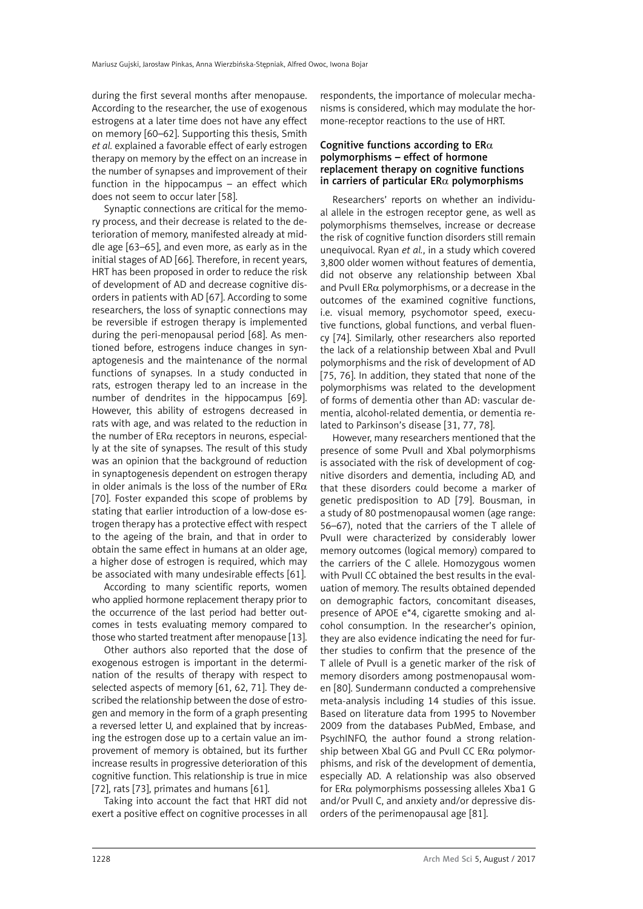during the first several months after menopause. According to the researcher, the use of exogenous estrogens at a later time does not have any effect on memory [60–62]. Supporting this thesis, Smith *et al.* explained a favorable effect of early estrogen therapy on memory by the effect on an increase in the number of synapses and improvement of their function in the hippocampus – an effect which does not seem to occur later [58].

Synaptic connections are critical for the memory process, and their decrease is related to the deterioration of memory, manifested already at middle age [63–65], and even more, as early as in the initial stages of AD [66]. Therefore, in recent years, HRT has been proposed in order to reduce the risk of development of AD and decrease cognitive disorders in patients with AD [67]. According to some researchers, the loss of synaptic connections may be reversible if estrogen therapy is implemented during the peri-menopausal period [68]. As mentioned before, estrogens induce changes in synaptogenesis and the maintenance of the normal functions of synapses. In a study conducted in rats, estrogen therapy led to an increase in the number of dendrites in the hippocampus [69]. However, this ability of estrogens decreased in rats with age, and was related to the reduction in the number of ERα receptors in neurons, especially at the site of synapses. The result of this study was an opinion that the background of reduction in synaptogenesis dependent on estrogen therapy in older animals is the loss of the number of ERα [70]. Foster expanded this scope of problems by stating that earlier introduction of a low-dose estrogen therapy has a protective effect with respect to the ageing of the brain, and that in order to obtain the same effect in humans at an older age, a higher dose of estrogen is required, which may be associated with many undesirable effects [61].

According to many scientific reports, women who applied hormone replacement therapy prior to the occurrence of the last period had better outcomes in tests evaluating memory compared to those who started treatment after menopause [13].

Other authors also reported that the dose of exogenous estrogen is important in the determination of the results of therapy with respect to selected aspects of memory [61, 62, 71]. They described the relationship between the dose of estrogen and memory in the form of a graph presenting a reversed letter U, and explained that by increasing the estrogen dose up to a certain value an improvement of memory is obtained, but its further increase results in progressive deterioration of this cognitive function. This relationship is true in mice [72], rats [73], primates and humans [61].

Taking into account the fact that HRT did not exert a positive effect on cognitive processes in all respondents, the importance of molecular mechanisms is considered, which may modulate the hormone-receptor reactions to the use of HRT.

### Cognitive functions according to ERα polymorphisms – effect of hormone replacement therapy on cognitive functions in carriers of particular ERα polymorphisms

Researchers' reports on whether an individual allele in the estrogen receptor gene, as well as polymorphisms themselves, increase or decrease the risk of cognitive function disorders still remain unequivocal. Ryan *et al.*, in a study which covered 3,800 older women without features of dementia, did not observe any relationship between XbaI and PvuII ERα polymorphisms, or a decrease in the outcomes of the examined cognitive functions, i.e. visual memory, psychomotor speed, executive functions, global functions, and verbal fluency [74]. Similarly, other researchers also reported the lack of a relationship between XbaI and PvuII polymorphisms and the risk of development of AD [75, 76]. In addition, they stated that none of the polymorphisms was related to the development of forms of dementia other than AD: vascular dementia, alcohol-related dementia, or dementia related to Parkinson's disease [31, 77, 78].

However, many researchers mentioned that the presence of some PvuII and XbaI polymorphisms is associated with the risk of development of cognitive disorders and dementia, including AD, and that these disorders could become a marker of genetic predisposition to AD [79]. Bousman, in a study of 80 postmenopausal women (age range: 56–67), noted that the carriers of the T allele of PvuII were characterized by considerably lower memory outcomes (logical memory) compared to the carriers of the C allele. Homozygous women with PvuII CC obtained the best results in the evaluation of memory. The results obtained depended on demographic factors, concomitant diseases, presence of APOE e*4, cigarette smoking and alcohol consumption. In the researcher's opinion, they are also evidence indicating the need for further studies to confirm that the presence of the T allele of PvuII is a genetic marker of the risk of memory disorders among postmenopausal women [80]. Sundermann conducted a comprehensive meta-analysis including 14 studies of this issue. Based on literature data from 1995 to November 2009 from the databases PubMed, Embase, and PsychINFO, the author found a strong relationship between XbaI GG and PvuII CC ERα polymorphisms, and risk of the development of dementia, especially AD. A relationship was also observed for ERα polymorphisms possessing alleles Xba1 G and/or PvuII C, and anxiety and/or depressive disorders of the perimenopausal age [81].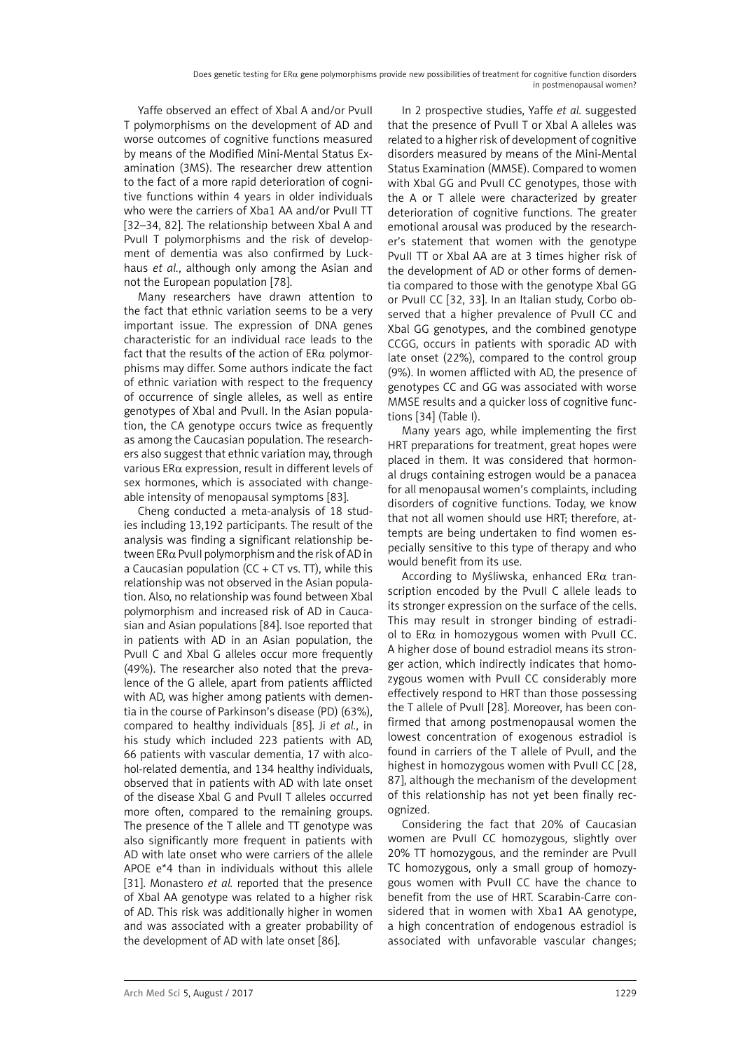Yaffe observed an effect of XbaI A and/or PvuII T polymorphisms on the development of AD and worse outcomes of cognitive functions measured by means of the Modified Mini-Mental Status Examination (3MS). The researcher drew attention to the fact of a more rapid deterioration of cognitive functions within 4 years in older individuals who were the carriers of Xba1 AA and/or PvuII TT [32–34, 82]. The relationship between XbaI A and PvuII T polymorphisms and the risk of development of dementia was also confirmed by Luckhaus *et al.*, although only among the Asian and not the European population [78].

Many researchers have drawn attention to the fact that ethnic variation seems to be a very important issue. The expression of DNA genes characteristic for an individual race leads to the fact that the results of the action of ERα polymorphisms may differ. Some authors indicate the fact of ethnic variation with respect to the frequency of occurrence of single alleles, as well as entire genotypes of XbaI and PvuII. In the Asian population, the CA genotype occurs twice as frequently as among the Caucasian population. The researchers also suggest that ethnic variation may, through various ERα expression, result in different levels of sex hormones, which is associated with changeable intensity of menopausal symptoms [83].

Cheng conducted a meta-analysis of 18 studies including 13,192 participants. The result of the analysis was finding a significant relationship between ERα PvuII polymorphism and the risk of AD in a Caucasian population (CC + CT vs. TT), while this relationship was not observed in the Asian population. Also, no relationship was found between XbaI polymorphism and increased risk of AD in Caucasian and Asian populations [84]. Isoe reported that in patients with AD in an Asian population, the PvuII C and XbaI G alleles occur more frequently (49%). The researcher also noted that the prevalence of the G allele, apart from patients afflicted with AD, was higher among patients with dementia in the course of Parkinson's disease (PD) (63%), compared to healthy individuals [85]. Ji *et al.*, in his study which included 223 patients with AD, 66 patients with vascular dementia, 17 with alcohol-related dementia, and 134 healthy individuals, observed that in patients with AD with late onset of the disease XbaI G and PvuII T alleles occurred more often, compared to the remaining groups. The presence of the T allele and TT genotype was also significantly more frequent in patients with AD with late onset who were carriers of the allele APOE e*4 than in individuals without this allele [31]. Monastero *et al.* reported that the presence of XbaI AA genotype was related to a higher risk of AD. This risk was additionally higher in women and was associated with a greater probability of the development of AD with late onset [86].

In 2 prospective studies, Yaffe *et al.* suggested that the presence of PvuII T or XbaI A alleles was related to a higher risk of development of cognitive disorders measured by means of the Mini-Mental Status Examination (MMSE). Compared to women with XbaI GG and PvuII CC genotypes, those with the A or T allele were characterized by greater deterioration of cognitive functions. The greater emotional arousal was produced by the researcher's statement that women with the genotype PvuII TT or XbaI AA are at 3 times higher risk of the development of AD or other forms of dementia compared to those with the genotype XbaI GG or PvuII CC [32, 33]. In an Italian study, Corbo observed that a higher prevalence of PvuII CC and XbaI GG genotypes, and the combined genotype CCGG, occurs in patients with sporadic AD with late onset (22%), compared to the control group (9%). In women afflicted with AD, the presence of genotypes CC and GG was associated with worse MMSE results and a quicker loss of cognitive functions [34] (Table I).

Many years ago, while implementing the first HRT preparations for treatment, great hopes were placed in them. It was considered that hormonal drugs containing estrogen would be a panacea for all menopausal women's complaints, including disorders of cognitive functions. Today, we know that not all women should use HRT; therefore, attempts are being undertaken to find women especially sensitive to this type of therapy and who would benefit from its use.

According to Myśliwska, enhanced ERα transcription encoded by the PvuII C allele leads to its stronger expression on the surface of the cells. This may result in stronger binding of estradiol to ERα in homozygous women with PvuII CC. A higher dose of bound estradiol means its stronger action, which indirectly indicates that homozygous women with PvuII CC considerably more effectively respond to HRT than those possessing the T allele of PvuII [28]. Moreover, has been confirmed that among postmenopausal women the lowest concentration of exogenous estradiol is found in carriers of the T allele of PvuII, and the highest in homozygous women with PvuII CC [28, 87], although the mechanism of the development of this relationship has not yet been finally recognized.

Considering the fact that 20% of Caucasian women are PvuII CC homozygous, slightly over 20% TT homozygous, and the reminder are PvuII TC homozygous, only a small group of homozygous women with PvuII CC have the chance to benefit from the use of HRT. Scarabin-Carre considered that in women with Xba1 AA genotype, a high concentration of endogenous estradiol is associated with unfavorable vascular changes;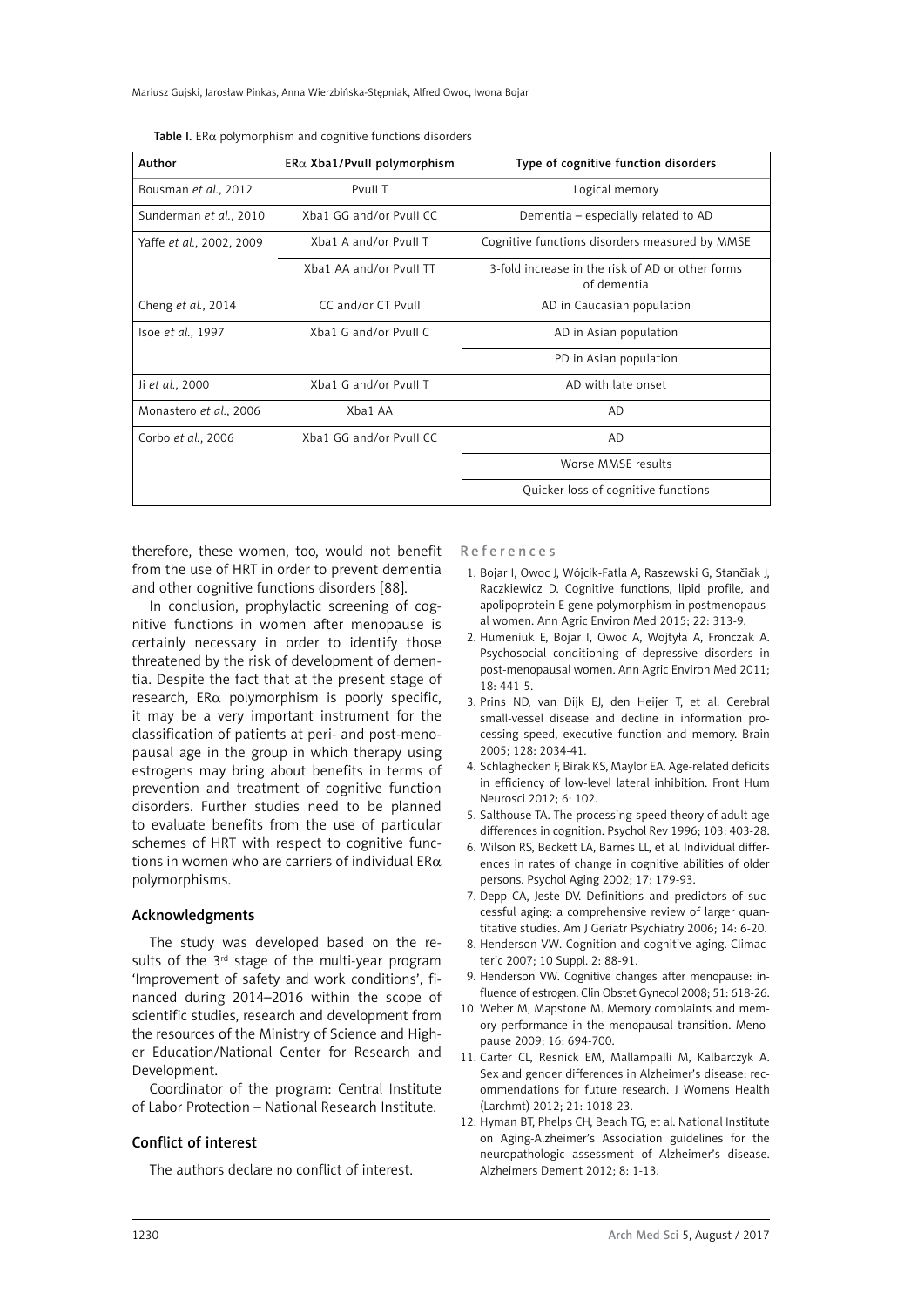Table I. ERα polymorphism and cognitive functions disorders

| Author | ERα Xba1/PvuII polymorphism | Type of cognitive function disorders |
|---|---|---|
| Bousman *et al.*, 2012 | PvuII T | Logical memory |
| Sunderman *et al.*, 2010 | Xba1 GG and/or PvuII CC | Dementia – especially related to AD |
| Yaffe *et al.*, 2002, 2009 | Xba1 A and/or PvuII T | Cognitive functions disorders measured by MMSE |
| | Xba1 AA and/or PvuII TT | 3-fold increase in the risk of AD or other forms of dementia |
| Cheng *et al.*, 2014 | CC and/or CT PvuII | AD in Caucasian population |
| Isoe *et al.*, 1997 | Xba1 G and/or PvuII C | AD in Asian population |
| | | PD in Asian population |
| Ji *et al.*, 2000 | Xba1 G and/or PvuII T | AD with late onset |
| Monastero *et al.*, 2006 | Xba1 AA | AD |
| Corbo *et al.*, 2006 | Xba1 GG and/or PvuII CC | AD |
| | | Worse MMSE results |
| | | Quicker loss of cognitive functions |

therefore, these women, too, would not benefit from the use of HRT in order to prevent dementia and other cognitive functions disorders [88].

In conclusion, prophylactic screening of cognitive functions in women after menopause is certainly necessary in order to identify those threatened by the risk of development of dementia. Despite the fact that at the present stage of research, ERα polymorphism is poorly specific, it may be a very important instrument for the classification of patients at peri- and post-menopausal age in the group in which therapy using estrogens may bring about benefits in terms of prevention and treatment of cognitive function disorders. Further studies need to be planned to evaluate benefits from the use of particular schemes of HRT with respect to cognitive functions in women who are carriers of individual ERα polymorphisms.

## Acknowledgments

The study was developed based on the results of the 3rd stage of the multi-year program 'Improvement of safety and work conditions', financed during 2014–2016 within the scope of scientific studies, research and development from the resources of the Ministry of Science and Higher Education/National Center for Research and Development.

Coordinator of the program: Central Institute of Labor Protection – National Research Institute.

## Conflict of interest

The authors declare no conflict of interest.

## References

1. Bojar I, Owoc J, Wójcik-Fatla A, Raszewski G, Stančiak J, Raczkiewicz D. Cognitive functions, lipid profile, and apolipoprotein E gene polymorphism in postmenopausal women. Ann Agric Environ Med 2015; 22: 313-9.
2. Humeniuk E, Bojar I, Owoc A, Wojtyła A, Fronczak A. Psychosocial conditioning of depressive disorders in post-menopausal women. Ann Agric Environ Med 2011; 18: 441-5.
3. Prins ND, van Dijk EJ, den Heijer T, et al. Cerebral small-vessel disease and decline in information processing speed, executive function and memory. Brain 2005; 128: 2034-41.
4. Schlaghecken F, Birak KS, Maylor EA. Age-related deficits in efficiency of low-level lateral inhibition. Front Hum Neurosci 2012; 6: 102.
5. Salthouse TA. The processing-speed theory of adult age differences in cognition. Psychol Rev 1996; 103: 403-28.
6. Wilson RS, Beckett LA, Barnes LL, et al. Individual differences in rates of change in cognitive abilities of older persons. Psychol Aging 2002; 17: 179-93.
7. Depp CA, Jeste DV. Definitions and predictors of successful aging: a comprehensive review of larger quantitative studies. Am J Geriatr Psychiatry 2006; 14: 6-20.
8. Henderson VW. Cognition and cognitive aging. Climacteric 2007; 10 Suppl. 2: 88-91.
9. Henderson VW. Cognitive changes after menopause: influence of estrogen. Clin Obstet Gynecol 2008; 51: 618-26.
10. Weber M, Mapstone M. Memory complaints and memory performance in the menopausal transition. Menopause 2009; 16: 694-700.
11. Carter CL, Resnick EM, Mallampalli M, Kalbarczyk A. Sex and gender differences in Alzheimer's disease: recommendations for future research. J Womens Health (Larchmt) 2012; 21: 1018-23.
12. Hyman BT, Phelps CH, Beach TG, et al. National Institute on Aging-Alzheimer's Association guidelines for the neuropathologic assessment of Alzheimer's disease. Alzheimers Dement 2012; 8: 1-13.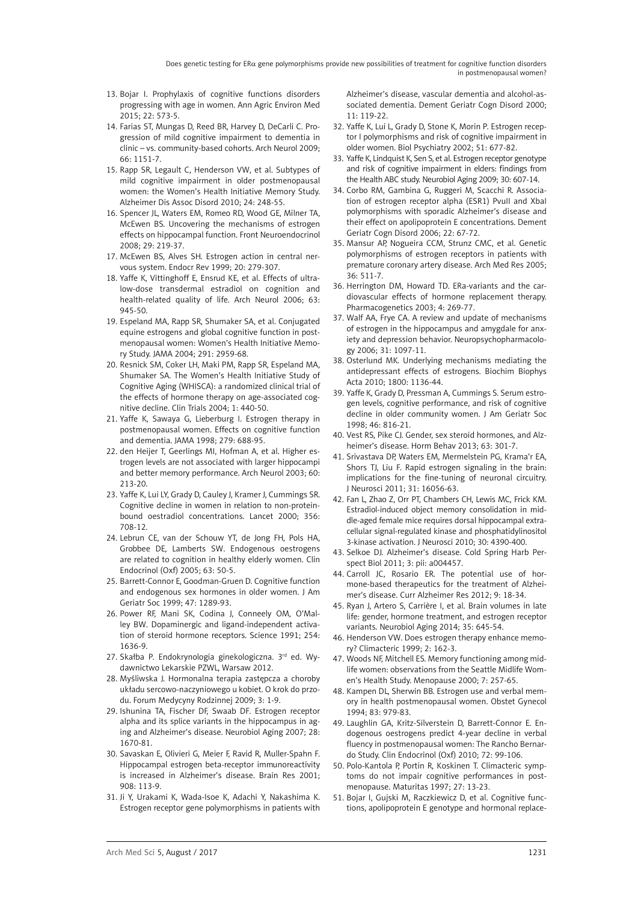13. Bojar I. Prophylaxis of cognitive functions disorders progressing with age in women. Ann Agric Environ Med 2015; 22: 573-5.
14. Farias ST, Mungas D, Reed BR, Harvey D, DeCarli C. Progression of mild cognitive impairment to dementia in clinic – vs. community-based cohorts. Arch Neurol 2009; 66: 1151-7.
15. Rapp SR, Legault C, Henderson VW, et al. Subtypes of mild cognitive impairment in older postmenopausal women: the Women's Health Initiative Memory Study. Alzheimer Dis Assoc Disord 2010; 24: 248-55.
16. Spencer JL, Waters EM, Romeo RD, Wood GE, Milner TA, McEwen BS. Uncovering the mechanisms of estrogen effects on hippocampal function. Front Neuroendocrinol 2008; 29: 219-37.
17. McEwen BS, Alves SH. Estrogen action in central nervous system. Endocr Rev 1999; 20: 279-307.
18. Yaffe K, Vittinghoff E, Ensrud KE, et al. Effects of ultralow-dose transdermal estradiol on cognition and health-related quality of life. Arch Neurol 2006; 63: 945-50.
19. Espeland MA, Rapp SR, Shumaker SA, et al. Conjugated equine estrogens and global cognitive function in postmenopausal women: Women's Health Initiative Memory Study. JAMA 2004; 291: 2959-68.
20. Resnick SM, Coker LH, Maki PM, Rapp SR, Espeland MA, Shumaker SA. The Women's Health Initiative Study of Cognitive Aging (WHISCA): a randomized clinical trial of the effects of hormone therapy on age-associated cognitive decline. Clin Trials 2004; 1: 440-50.
21. Yaffe K, Sawaya G, Lieberburg I. Estrogen therapy in postmenopausal women. Effects on cognitive function and dementia. JAMA 1998; 279: 688-95.
22. den Heijer T, Geerlings MI, Hofman A, et al. Higher estrogen levels are not associated with larger hippocampi and better memory performance. Arch Neurol 2003; 60: 213-20.
23. Yaffe K, Lui LY, Grady D, Cauley J, Kramer J, Cummings SR. Cognitive decline in women in relation to non-protein-bound oestradiol concentrations. Lancet 2000; 356: 708-12.
24. Lebrun CE, van der Schouw YT, de Jong FH, Pols HA, Grobbee DE, Lamberts SW. Endogenous oestrogens are related to cognition in healthy elderly women. Clin Endocrinol (Oxf) 2005; 63: 50-5.
25. Barrett-Connor E, Goodman-Gruen D. Cognitive function and endogenous sex hormones in older women. J Am Geriatr Soc 1999; 47: 1289-93.
26. Power RF, Mani SK, Codina J, Conneely OM, O'Malley BW. Dopaminergic and ligand-independent activation of steroid hormone receptors. Science 1991; 254: 1636-9.
27. Skałba P. Endokrynologia ginekologiczna. 3rd ed. Wydawnictwo Lekarskie PZWL, Warsaw 2012.
28. Myśliwska J. Hormonalna terapia zastępcza a choroby układu sercowo-naczyniowego u kobiet. O krok do przodu. Forum Medycyny Rodzinnej 2009; 3: 1-9.
29. Ishunina TA, Fischer DF, Swaab DF. Estrogen receptor alpha and its splice variants in the hippocampus in aging and Alzheimer's disease. Neurobiol Aging 2007; 28: 1670-81.
30. Savaskan E, Olivieri G, Meier F, Ravid R, Muller-Spahn F. Hippocampal estrogen beta-receptor immunoreactivity is increased in Alzheimer's disease. Brain Res 2001; 908: 113-9.
31. Ji Y, Urakami K, Wada-Isoe K, Adachi Y, Nakashima K. Estrogen receptor gene polymorphisms in patients with Alzheimer's disease, vascular dementia and alcohol-associated dementia. Dement Geriatr Cogn Disord 2000; 11: 119-22.
32. Yaffe K, Lui L, Grady D, Stone K, Morin P. Estrogen receptor I polymorphisms and risk of cognitive impairment in older women. Biol Psychiatry 2002; 51: 677-82.
33. Yaffe K, Lindquist K, Sen S, et al. Estrogen receptor genotype and risk of cognitive impairment in elders: findings from the Health ABC study. Neurobiol Aging 2009; 30: 607-14.
34. Corbo RM, Gambina G, Ruggeri M, Scacchi R. Association of estrogen receptor alpha (ESR1) PvuII and XbaI polymorphisms with sporadic Alzheimer's disease and their effect on apolipoprotein E concentrations. Dement Geriatr Cogn Disord 2006; 22: 67-72.
35. Mansur AP, Nogueira CCM, Strunz CMC, et al. Genetic polymorphisms of estrogen receptors in patients with premature coronary artery disease. Arch Med Res 2005; 36: 511-7.
36. Herrington DM, Howard TD. ERa-variants and the cardiovascular effects of hormone replacement therapy. Pharmacogenetics 2003; 4: 269-77.
37. Walf AA, Frye CA. A review and update of mechanisms of estrogen in the hippocampus and amygdale for anxiety and depression behavior. Neuropsychopharmacology 2006; 31: 1097-11.
38. Osterlund MK. Underlying mechanisms mediating the antidepressant effects of estrogens. Biochim Biophys Acta 2010; 1800: 1136-44.
39. Yaffe K, Grady D, Pressman A, Cummings S. Serum estrogen levels, cognitive performance, and risk of cognitive decline in older community women. J Am Geriatr Soc 1998; 46: 816-21.
40. Vest RS, Pike CJ. Gender, sex steroid hormones, and Alzheimer's disease. Horm Behav 2013; 63: 301-7.
41. Srivastava DP, Waters EM, Mermelstein PG, Krama'r EA, Shors TJ, Liu F. Rapid estrogen signaling in the brain: implications for the fine-tuning of neuronal circuitry. J Neurosci 2011; 31: 16056-63.
42. Fan L, Zhao Z, Orr PT, Chambers CH, Lewis MC, Frick KM. Estradiol-induced object memory consolidation in middle-aged female mice requires dorsal hippocampal extracellular signal-regulated kinase and phosphatidylinositol 3-kinase activation. J Neurosci 2010; 30: 4390-400.
43. Selkoe DJ. Alzheimer's disease. Cold Spring Harb Perspect Biol 2011; 3: pii: a004457.
44. Carroll JC, Rosario ER. The potential use of hormone-based therapeutics for the treatment of Alzheimer's disease. Curr Alzheimer Res 2012; 9: 18-34.
45. Ryan J, Artero S, Carrière I, et al. Brain volumes in late life: gender, hormone treatment, and estrogen receptor variants. Neurobiol Aging 2014; 35: 645-54.
46. Henderson VW. Does estrogen therapy enhance memory? Climacteric 1999; 2: 162-3.
47. Woods NF, Mitchell ES. Memory functioning among midlife women: observations from the Seattle Midlife Women's Health Study. Menopause 2000; 7: 257-65.
48. Kampen DL, Sherwin BB. Estrogen use and verbal memory in health postmenopausal women. Obstet Gynecol 1994; 83: 979-83.
49. Laughlin GA, Kritz-Silverstein D, Barrett-Connor E. Endogenous oestrogens predict 4-year decline in verbal fluency in postmenopausal women: The Rancho Bernardo Study. Clin Endocrinol (Oxf) 2010; 72: 99-106.
50. Polo-Kantola P, Portin R, Koskinen T. Climacteric symptoms do not impair cognitive performances in postmenopause. Maturitas 1997; 27: 13-23.
51. Bojar I, Gujski M, Raczkiewicz D, et al. Cognitive functions, apolipoprotein E genotype and hormonal replace-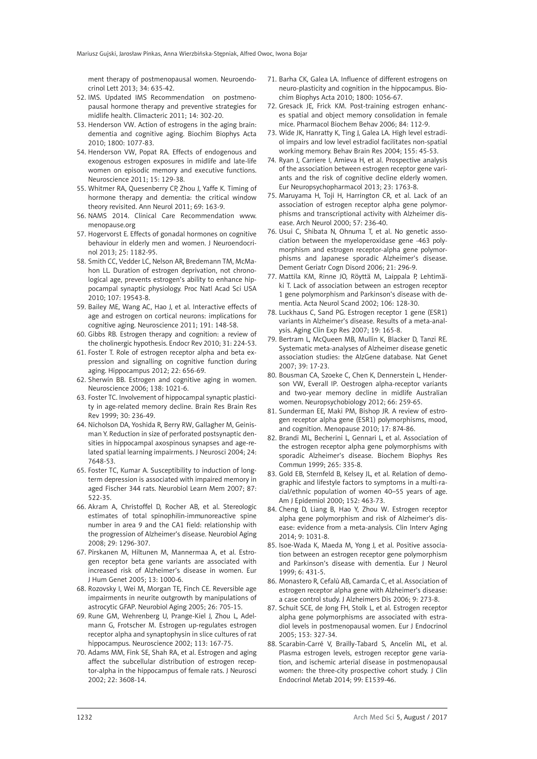ment therapy of postmenopausal women. Neuroendocrinol Lett 2013; 34: 635-42.

52. IMS. Updated IMS Recommendation on postmenopausal hormone therapy and preventive strategies for midlife health. Climacteric 2011; 14: 302-20.
53. Henderson VW. Action of estrogens in the aging brain: dementia and cognitive aging. Biochim Biophys Acta 2010; 1800: 1077-83.
54. Henderson VW, Popat RA. Effects of endogenous and exogenous estrogen exposures in midlife and late-life women on episodic memory and executive functions. Neuroscience 2011; 15: 129-38.
55. Whitmer RA, Quesenberry CP, Zhou J, Yaffe K. Timing of hormone therapy and dementia: the critical window theory revisited. Ann Neurol 2011; 69: 163-9.
56. NAMS 2014. Clinical Care Recommendation www.menopause.org
57. Hogervorst E. Effects of gonadal hormones on cognitive behaviour in elderly men and women. J Neuroendocrinol 2013; 25: 1182-95.
58. Smith CC, Vedder LC, Nelson AR, Bredemann TM, McMahon LL. Duration of estrogen deprivation, not chronological age, prevents estrogen's ability to enhance hippocampal synaptic physiology. Proc Natl Acad Sci USA 2010; 107: 19543-8.
59. Bailey ME, Wang AC, Hao J, et al. Interactive effects of age and estrogen on cortical neurons: implications for cognitive aging. Neuroscience 2011; 191: 148-58.
60. Gibbs RB. Estrogen therapy and cognition: a review of the cholinergic hypothesis. Endocr Rev 2010; 31: 224-53.
61. Foster T. Role of estrogen receptor alpha and beta expression and signalling on cognitive function during aging. Hippocampus 2012; 22: 656-69.
62. Sherwin BB. Estrogen and cognitive aging in women. Neuroscience 2006; 138: 1021-6.
63. Foster TC. Involvement of hippocampal synaptic plasticity in age-related memory decline. Brain Res Brain Res Rev 1999; 30: 236-49.
64. Nicholson DA, Yoshida R, Berry RW, Gallagher M, Geinisman Y. Reduction in size of perforated postsynaptic densities in hippocampal axospinous synapses and age-related spatial learning impairments. J Neurosci 2004; 24: 7648-53.
65. Foster TC, Kumar A. Susceptibility to induction of long-term depression is associated with impaired memory in aged Fischer 344 rats. Neurobiol Learn Mem 2007; 87: 522-35.
66. Akram A, Christoffel D, Rocher AB, et al. Stereologic estimates of total spinophilin-immunoreactive spine number in area 9 and the CA1 field: relationship with the progression of Alzheimer's disease. Neurobiol Aging 2008; 29: 1296-307.
67. Pirskanen M, Hiltunen M, Mannermaa A, et al. Estrogen receptor beta gene variants are associated with increased risk of Alzheimer's disease in women. Eur J Hum Genet 2005; 13: 1000-6.
68. Rozovsky I, Wei M, Morgan TE, Finch CE. Reversible age impairments in neurite outgrowth by manipulations of astrocytic GFAP. Neurobiol Aging 2005; 26: 705-15.
69. Rune GM, Wehrenberg U, Prange-Kiel J, Zhou L, Adelmann G, Frotscher M. Estrogen up-regulates estrogen receptor alpha and synaptophysin in slice cultures of rat hippocampus. Neuroscience 2002; 113: 167-75.
70. Adams MM, Fink SE, Shah RA, et al. Estrogen and aging affect the subcellular distribution of estrogen receptor-alpha in the hippocampus of female rats. J Neurosci 2002; 22: 3608-14.
71. Barha CK, Galea LA. Influence of different estrogens on neuro-plasticity and cognition in the hippocampus. Biochim Biophys Acta 2010; 1800: 1056-67.
72. Gresack JE, Frick KM. Post-training estrogen enhances spatial and object memory consolidation in female mice. Pharmacol Biochem Behav 2006; 84: 112-9.
73. Wide JK, Hanratty K, Ting J, Galea LA. High level estradiol impairs and low level estradiol facilitates non-spatial working memory. Behav Brain Res 2004; 155: 45-53.
74. Ryan J, Carriere I, Amieva H, et al. Prospective analysis of the association between estrogen receptor gene variants and the risk of cognitive decline elderly women. Eur Neuropsychopharmacol 2013; 23: 1763-8.
75. Maruyama H, Toji H, Harrington CR, et al. Lack of an association of estrogen receptor alpha gene polymorphisms and transcriptional activity with Alzheimer disease. Arch Neurol 2000; 57: 236-40.
76. Usui C, Shibata N, Ohnuma T, et al. No genetic association between the myeloperoxidase gene -463 polymorphism and estrogen receptor-alpha gene polymorphisms and Japanese sporadic Alzheimer's disease. Dement Geriatr Cogn Disord 2006; 21: 296-9.
77. Mattila KM, Rinne JO, Röyttä M, Laippala P, Lehtimäki T. Lack of association between an estrogen receptor 1 gene polymorphism and Parkinson's disease with dementia. Acta Neurol Scand 2002; 106: 128-30.
78. Luckhaus C, Sand PG. Estrogen receptor 1 gene (ESR1) variants in Alzheimer's disease. Results of a meta-analysis. Aging Clin Exp Res 2007; 19: 165-8.
79. Bertram L, McQueen MB, Mullin K, Blacker D, Tanzi RE. Systematic meta-analyses of Alzheimer disease genetic association studies: the AlzGene database. Nat Genet 2007; 39: 17-23.
80. Bousman CA, Szoeke C, Chen K, Dennerstein L, Henderson VW, Everall IP. Oestrogen alpha-receptor variants and two-year memory decline in midlife Australian women. Neuropsychobiology 2012; 66: 259-65.
81. Sunderman EE, Maki PM, Bishop JR. A review of estrogen receptor alpha gene (ESR1) polymorphisms, mood, and cognition. Menopause 2010; 17: 874-86.
82. Brandi ML, Becherini L, Gennari L, et al. Association of the estrogen receptor alpha gene polymorphisms with sporadic Alzheimer's disease. Biochem Biophys Res Commun 1999; 265: 335-8.
83. Gold EB, Sternfeld B, Kelsey JL, et al. Relation of demographic and lifestyle factors to symptoms in a multi-racial/ethnic population of women 40–55 years of age. Am J Epidemiol 2000; 152: 463-73.
84. Cheng D, Liang B, Hao Y, Zhou W. Estrogen receptor alpha gene polymorphism and risk of Alzheimer's disease: evidence from a meta-analysis. Clin Interv Aging 2014; 9: 1031-8.
85. Isoe-Wada K, Maeda M, Yong J, et al. Positive association between an estrogen receptor gene polymorphism and Parkinson's disease with dementia. Eur J Neurol 1999; 6: 431-5.
86. Monastero R, Cefalù AB, Camarda C, et al. Association of estrogen receptor alpha gene with Alzheimer's disease: a case control study. J Alzheimers Dis 2006; 9: 273-8.
87. Schuit SCE, de Jong FH, Stolk L, et al. Estrogen receptor alpha gene polymorphisms are associated with estradiol levels in postmenopausal women. Eur J Endocrinol 2005; 153: 327-34.
88. Scarabin-Carré V, Brailly-Tabard S, Ancelin ML, et al. Plasma estrogen levels, estrogen receptor gene variation, and ischemic arterial disease in postmenopausal women: the three-city prospective cohort study. J Clin Endocrinol Metab 2014; 99: E1539-46.